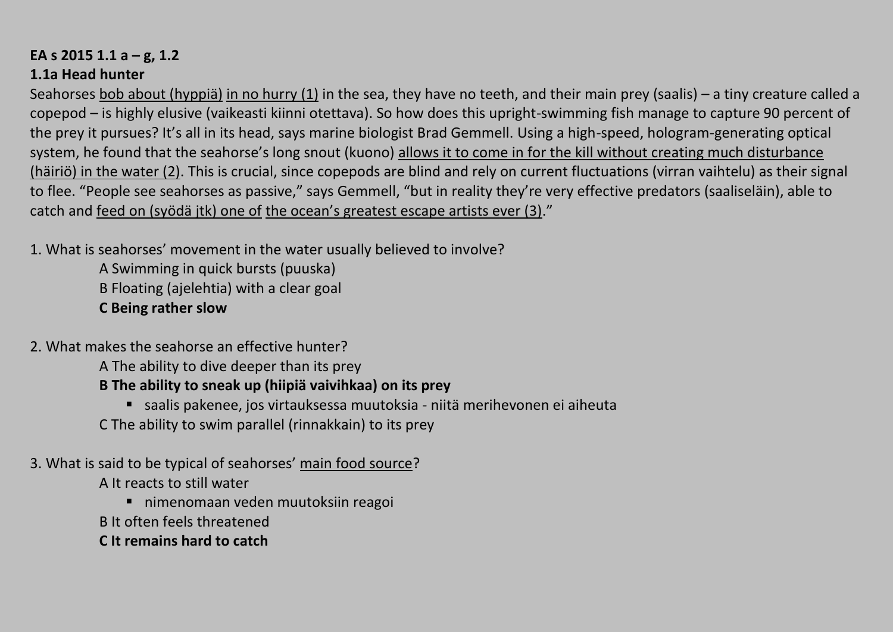**EA s 2015 1.1 a – g, 1.2**

**1.1a Head hunter**

Seahorses <u>bob about (hyppiä)</u> <u>in no hurry (1)</u> in the sea, they have no teeth, and their main prey (saalis) – a tiny creature called a copepod – is highly elusive (vaikeasti kiinni otettava). So how does this upright-swimming fish manage to capture 90 percent of the prey it pursues? It's all in its head, says marine biologist Brad Gemmell. Using a high-speed, hologram-generating optical system, he found that the seahorse's long snout (kuono) <u>allows it to come in for the kill without creating much disturbance (häiriö) in the water (2)</u>. This is crucial, since copepods are blind and rely on current fluctuations (virran vaihtelu) as their signal to flee. "People see seahorses as passive," says Gemmell, "but in reality they're very effective predators (saaliseläin), able to catch and <u>feed on (syödä jtk) one of</u> <u>the ocean's greatest escape artists ever (3)</u>."

1. What is seahorses' movement in the water usually believed to involve?
   - A Swimming in quick bursts (puuska)
   - B Floating (ajelehtia) with a clear goal
   - **C Being rather slow**

2. What makes the seahorse an effective hunter?
   - A The ability to dive deeper than its prey
   - **B The ability to sneak up (hiipiä vaivihkaa) on its prey**
     - saalis pakenee, jos virtauksessa muutoksia - niitä merihevonen ei aiheuta
   - C The ability to swim parallel (rinnakkain) to its prey

3. What is said to be typical of seahorses' <u>main food source</u>?
   - A It reacts to still water
     - nimenomaan veden muutoksiin reagoi
   - B It often feels threatened
   - **C It remains hard to catch**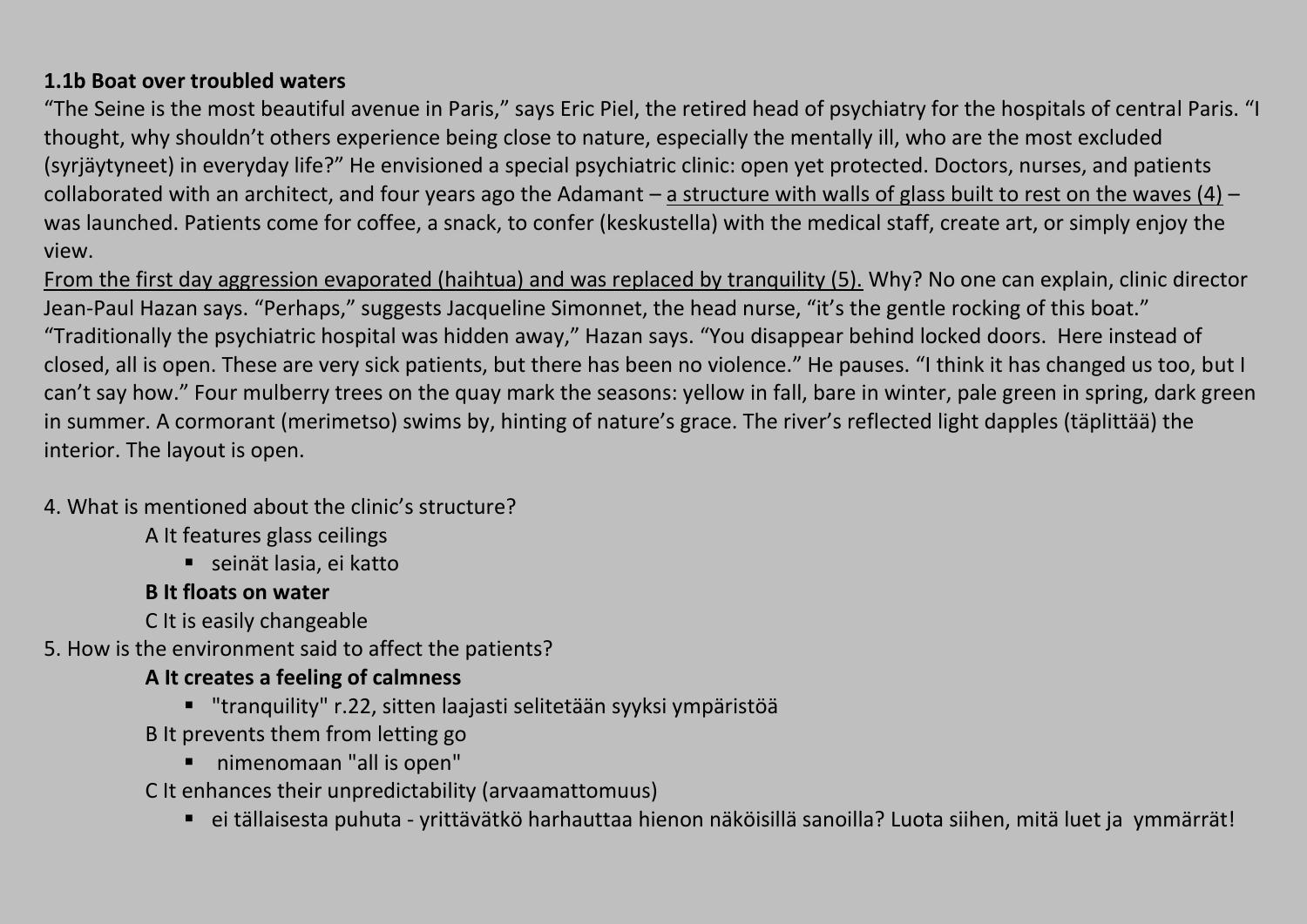**1.1b Boat over troubled waters**

“The Seine is the most beautiful avenue in Paris,” says Eric Piel, the retired head of psychiatry for the hospitals of central Paris. “I thought, why shouldn’t others experience being close to nature, especially the mentally ill, who are the most excluded (syrjäytyneet) in everyday life?” He envisioned a special psychiatric clinic: open yet protected. Doctors, nurses, and patients collaborated with an architect, and four years ago the Adamant – <u>a structure with walls of glass built to rest on the waves (4)</u> – was launched. Patients come for coffee, a snack, to confer (keskustella) with the medical staff, create art, or simply enjoy the view.

<u>From the first day aggression evaporated (haihtua) and was replaced by tranquility (5).</u> Why? No one can explain, clinic director Jean-Paul Hazan says. “Perhaps,” suggests Jacqueline Simonnet, the head nurse, “it’s the gentle rocking of this boat.” “Traditionally the psychiatric hospital was hidden away,” Hazan says. “You disappear behind locked doors. Here instead of closed, all is open. These are very sick patients, but there has been no violence.” He pauses. “I think it has changed us too, but I can’t say how.” Four mulberry trees on the quay mark the seasons: yellow in fall, bare in winter, pale green in spring, dark green in summer. A cormorant (merimetso) swims by, hinting of nature’s grace. The river’s reflected light dapples (täplittää) the interior. The layout is open.

4. What is mentioned about the clinic’s structure?

A It features glass ceilings
- seinät lasia, ei katto

**B It floats on water**

C It is easily changeable

5. How is the environment said to affect the patients?

**A It creates a feeling of calmness**
- "tranquility" r.22, sitten laajasti selitetään syyksi ympäristöä

B It prevents them from letting go
- nimenomaan "all is open"

C It enhances their unpredictability (arvaamattomuus)
- ei tällaisesta puhuta - yrittävätkö harhauttaa hienon näköisillä sanoilla? Luota siihen, mitä luet ja ymmärrät!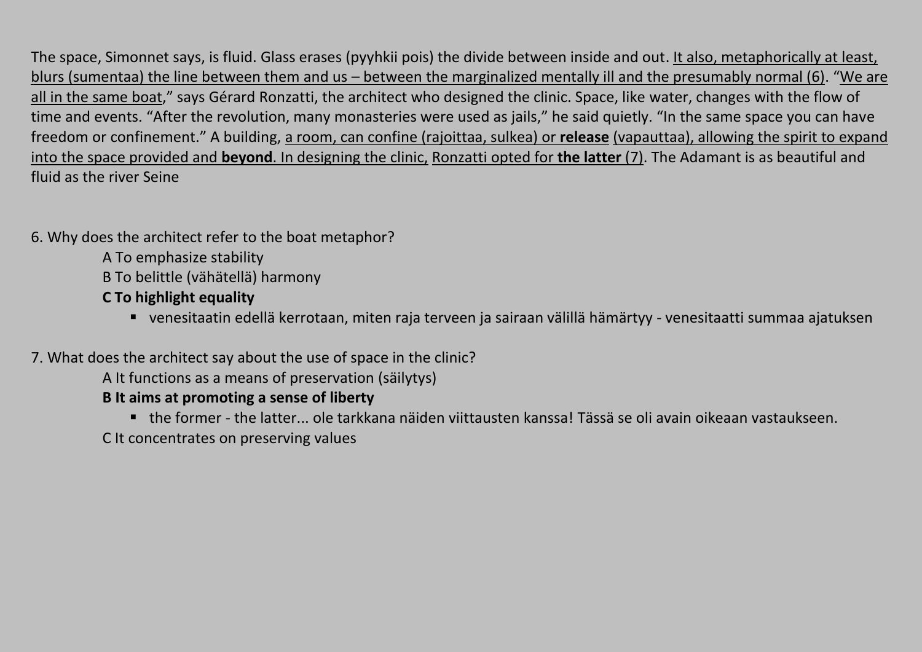The space, Simonnet says, is fluid. Glass erases (pyyhkii pois) the divide between inside and out. <u>It also, metaphorically at least, blurs (sumentaa) the line between them and us – between the marginalized mentally ill and the presumably normal (6)</u>. "<u>We are all in the same boat</u>," says Gérard Ronzatti, the architect who designed the clinic. Space, like water, changes with the flow of time and events. "After the revolution, many monasteries were used as jails," he said quietly. "In the same space you can have freedom or confinement." A building, <u>a room, can confine (rajoittaa, sulkea) or **release** (vapauttaa), allowing the spirit to expand into the space provided and **beyond**. In designing the clinic,</u> <u>Ronzatti opted for **the latter** (7)</u>. The Adamant is as beautiful and fluid as the river Seine

6. Why does the architect refer to the boat metaphor?

   A To emphasize stability

   B To belittle (vähätellä) harmony

   **C To highlight equality**

   - venesitaatin edellä kerrotaan, miten raja terveen ja sairaan välillä hämärtyy - venesitaatti summaa ajatuksen

7. What does the architect say about the use of space in the clinic?

   A It functions as a means of preservation (säilytys)

   **B It aims at promoting a sense of liberty**

   - the former - the latter... ole tarkkana näiden viittausten kanssa! Tässä se oli avain oikeaan vastaukseen.

   C It concentrates on preserving values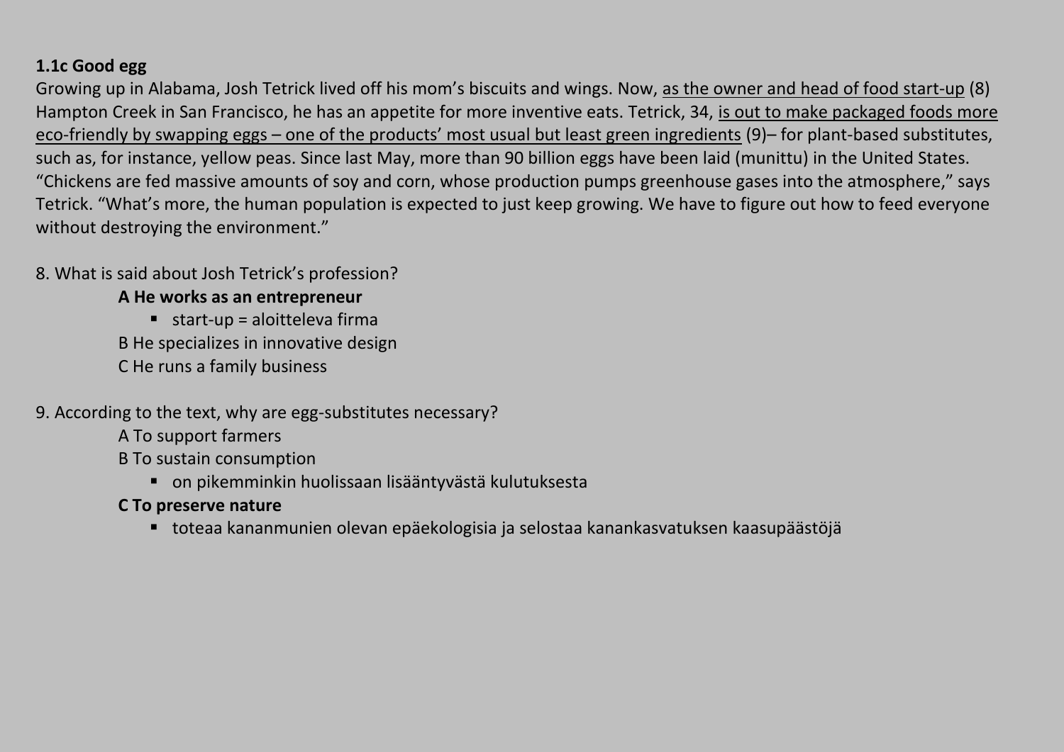**1.1c Good egg**

Growing up in Alabama, Josh Tetrick lived off his mom's biscuits and wings. Now, <u>as the owner and head of food start-up</u> (8) Hampton Creek in San Francisco, he has an appetite for more inventive eats. Tetrick, 34, <u>is out to make packaged foods more eco-friendly by swapping eggs – one of the products' most usual but least green ingredients</u> (9)– for plant-based substitutes, such as, for instance, yellow peas. Since last May, more than 90 billion eggs have been laid (munittu) in the United States. "Chickens are fed massive amounts of soy and corn, whose production pumps greenhouse gases into the atmosphere," says Tetrick. "What's more, the human population is expected to just keep growing. We have to figure out how to feed everyone without destroying the environment."

8. What is said about Josh Tetrick's profession?

   **A He works as an entrepreneur**
   - start-up = aloitteleva firma

   B He specializes in innovative design

   C He runs a family business

9. According to the text, why are egg-substitutes necessary?

   A To support farmers

   B To sustain consumption
   - on pikemminkin huolissaan lisääntyvästä kulutuksesta

   **C To preserve nature**
   - toteaa kananmunien olevan epäekologisia ja selostaa kanankasvatuksen kaasupäästöjä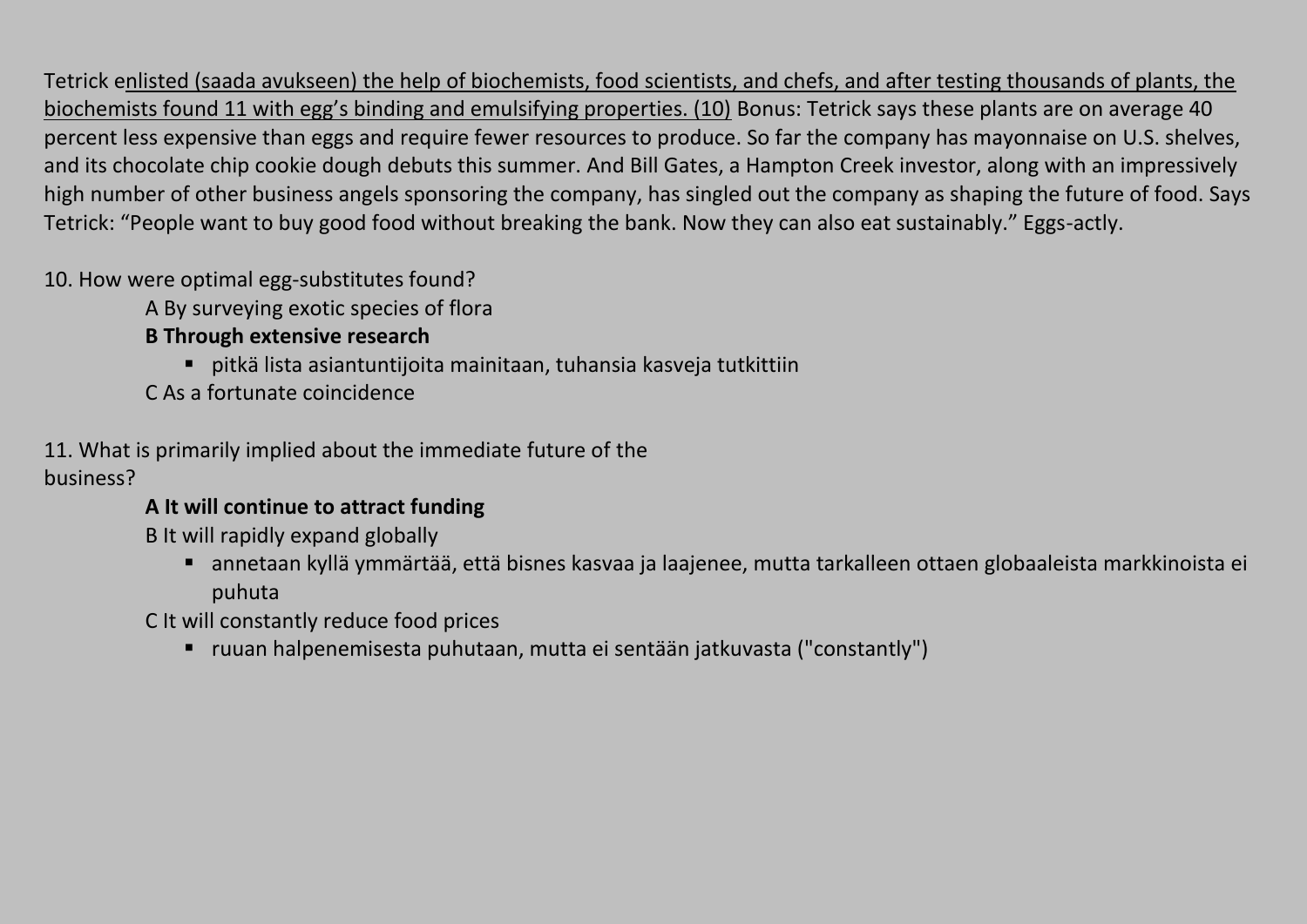Tetrick e<u>nlisted (saada avukseen) the help of biochemists, food scientists, and chefs, and after testing thousands of plants, the biochemists found 11 with egg's binding and emulsifying properties. (10)</u> Bonus: Tetrick says these plants are on average 40 percent less expensive than eggs and require fewer resources to produce. So far the company has mayonnaise on U.S. shelves, and its chocolate chip cookie dough debuts this summer. And Bill Gates, a Hampton Creek investor, along with an impressively high number of other business angels sponsoring the company, has singled out the company as shaping the future of food. Says Tetrick: "People want to buy good food without breaking the bank. Now they can also eat sustainably." Eggs-actly.

10. How were optimal egg-substitutes found?

A By surveying exotic species of flora

**B Through extensive research**

- pitkä lista asiantuntijoita mainitaan, tuhansia kasveja tutkittiin

C As a fortunate coincidence

11. What is primarily implied about the immediate future of the business?

**A It will continue to attract funding**

B It will rapidly expand globally

- annetaan kyllä ymmärtää, että bisnes kasvaa ja laajenee, mutta tarkalleen ottaen globaaleista markkinoista ei puhuta

C It will constantly reduce food prices

- ruuan halpenemisesta puhutaan, mutta ei sentään jatkuvasta ("constantly")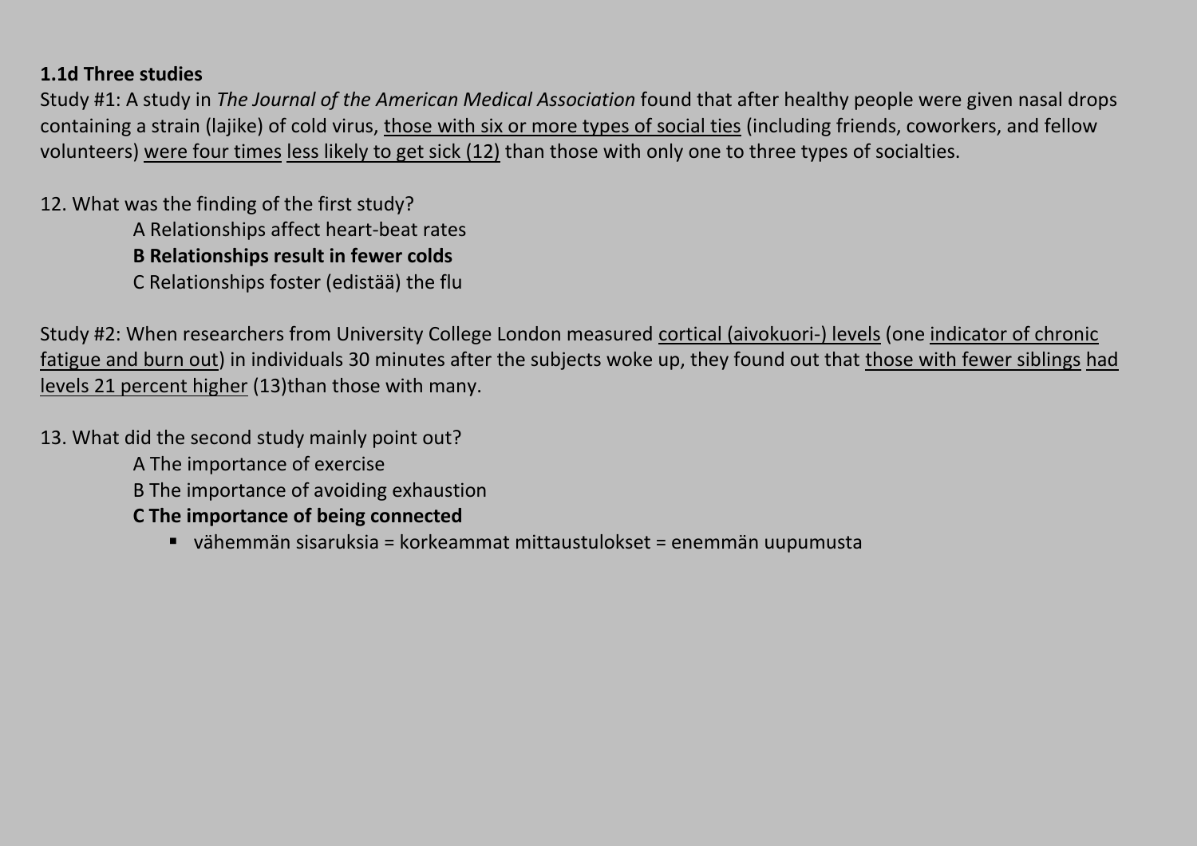**1.1d Three studies**

Study #1: A study in *The Journal of the American Medical Association* found that after healthy people were given nasal drops containing a strain (lajike) of cold virus, <u>those with six or more types of social ties</u> (including friends, coworkers, and fellow volunteers) <u>were four times</u> <u>less likely to get sick (12)</u> than those with only one to three types of socialties.

12. What was the finding of the first study?

A Relationships affect heart-beat rates

**B Relationships result in fewer colds**

C Relationships foster (edistää) the flu

Study #2: When researchers from University College London measured <u>cortical (aivokuori-) levels</u> (one <u>indicator of chronic fatigue and burn out</u>) in individuals 30 minutes after the subjects woke up, they found out that <u>those with fewer siblings</u> <u>had levels 21 percent higher</u> (13)than those with many.

13. What did the second study mainly point out?

A The importance of exercise

B The importance of avoiding exhaustion

**C The importance of being connected**

- vähemmän sisaruksia = korkeammat mittaustulokset = enemmän uupumusta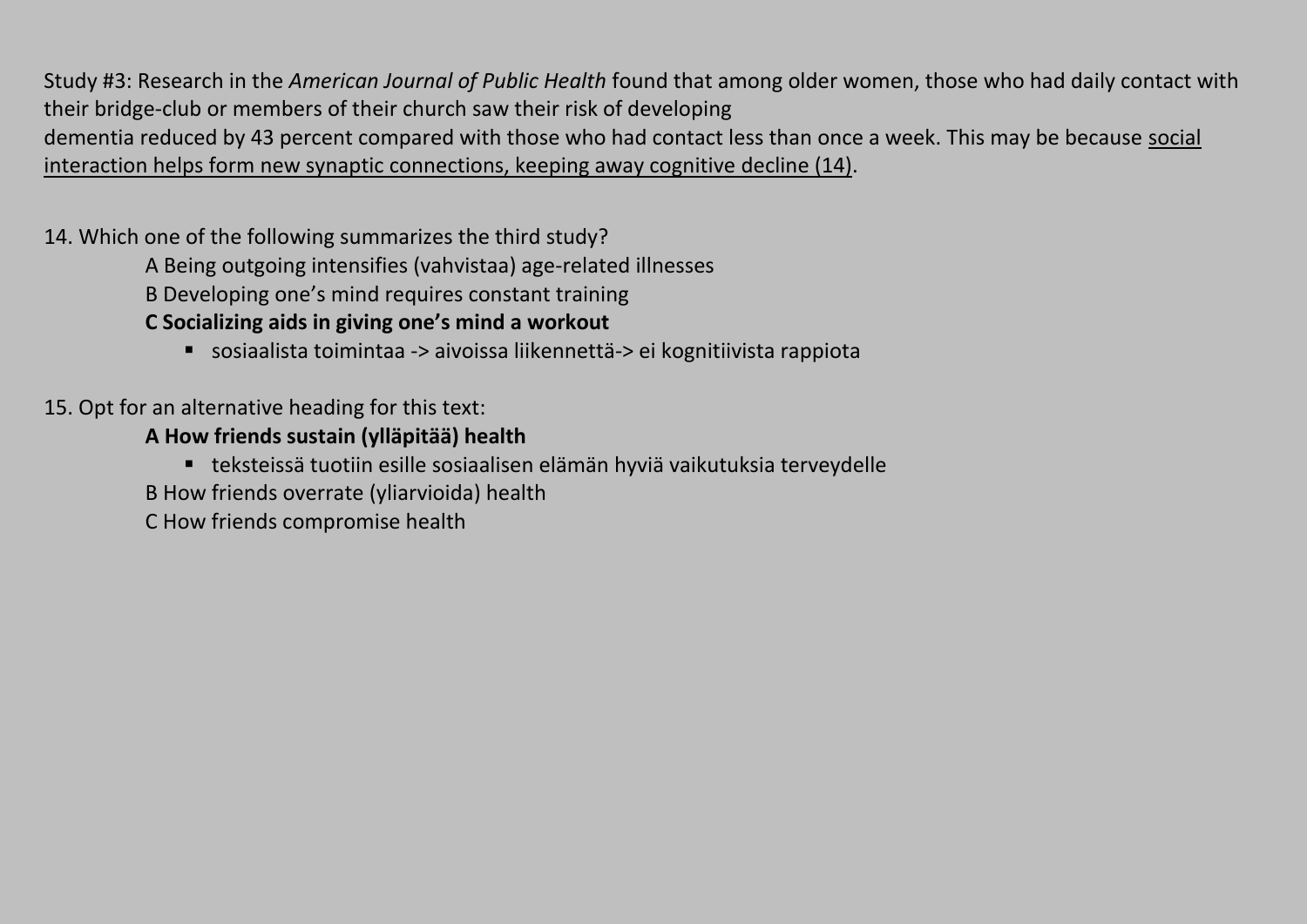Study #3: Research in the *American Journal of Public Health* found that among older women, those who had daily contact with their bridge-club or members of their church saw their risk of developing
dementia reduced by 43 percent compared with those who had contact less than once a week. This may be because <u>social interaction helps form new synaptic connections, keeping away cognitive decline (14)</u>.

14. Which one of the following summarizes the third study?

A Being outgoing intensifies (vahvistaa) age-related illnesses

B Developing one's mind requires constant training

**C Socializing aids in giving one's mind a workout**

- sosiaalista toimintaa -> aivoissa liikennettä-> ei kognitiivista rappiota

15. Opt for an alternative heading for this text:

**A How friends sustain (ylläpitää) health**

- teksteissä tuotiin esille sosiaalisen elämän hyviä vaikutuksia terveydelle

B How friends overrate (yliarvioida) health

C How friends compromise health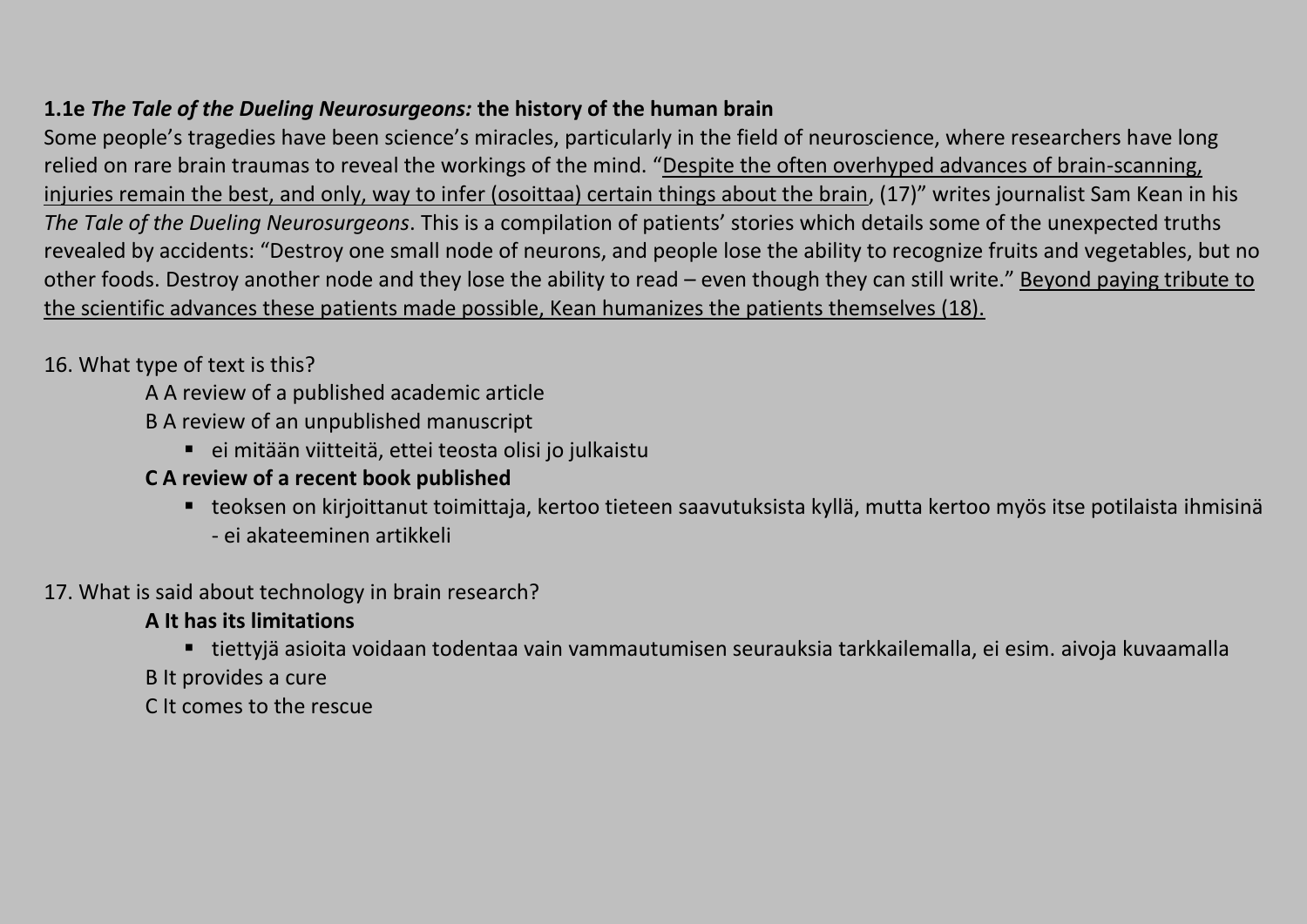**1.1e *The Tale of the Dueling Neurosurgeons:* the history of the human brain**

Some people's tragedies have been science's miracles, particularly in the field of neuroscience, where researchers have long relied on rare brain traumas to reveal the workings of the mind. "<u>Despite the often overhyped advances of brain-scanning, injuries remain the best, and only, way to infer (osoittaa) certain things about the brain</u>, (17)" writes journalist Sam Kean in his *The Tale of the Dueling Neurosurgeons*. This is a compilation of patients' stories which details some of the unexpected truths revealed by accidents: "Destroy one small node of neurons, and people lose the ability to recognize fruits and vegetables, but no other foods. Destroy another node and they lose the ability to read – even though they can still write." <u>Beyond paying tribute to the scientific advances these patients made possible, Kean humanizes the patients themselves (18).</u>

16. What type of text is this?

A A review of a published academic article

B A review of an unpublished manuscript

- ei mitään viitteitä, ettei teosta olisi jo julkaistu

**C A review of a recent book published**

- teoksen on kirjoittanut toimittaja, kertoo tieteen saavutuksista kyllä, mutta kertoo myös itse potilaista ihmisinä - ei akateeminen artikkeli

17. What is said about technology in brain research?

**A It has its limitations**

- tiettyjä asioita voidaan todentaa vain vammautumisen seurauksia tarkkailemalla, ei esim. aivoja kuvaamalla

B It provides a cure

C It comes to the rescue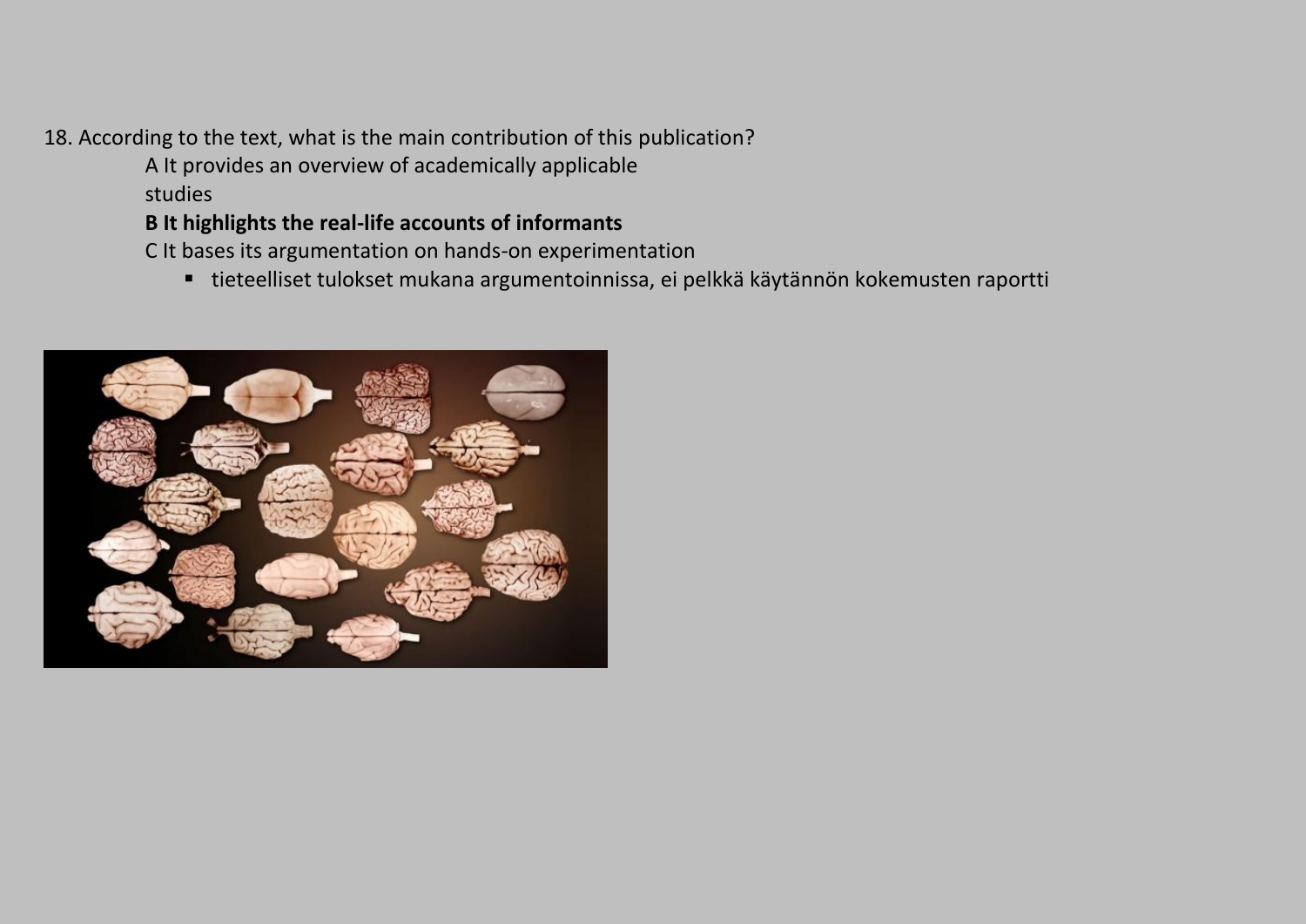18. According to the text, what is the main contribution of this publication?

A It provides an overview of academically applicable studies

**B It highlights the real-life accounts of informants**

C It bases its argumentation on hands-on experimentation

- tieteelliset tulokset mukana argumentoinnissa, ei pelkkä käytännön kokemusten raportti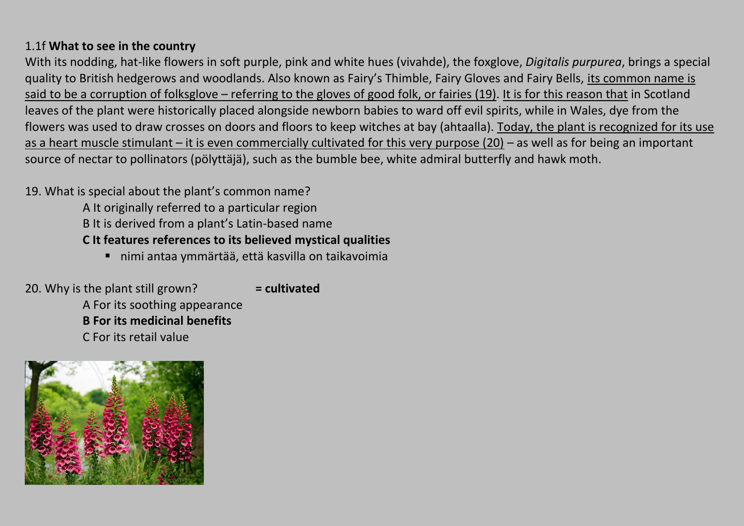1.1f **What to see in the country**

With its nodding, hat-like flowers in soft purple, pink and white hues (vivahde), the foxglove, *Digitalis purpurea*, brings a special quality to British hedgerows and woodlands. Also known as Fairy's Thimble, Fairy Gloves and Fairy Bells, <u>its common name is said to be a corruption of folksglove – referring to the gloves of good folk, or fairies (19)</u>. <u>It is for this reason that</u> in Scotland leaves of the plant were historically placed alongside newborn babies to ward off evil spirits, while in Wales, dye from the flowers was used to draw crosses on doors and floors to keep witches at bay (ahtaalla). <u>Today, the plant is recognized for its use as a heart muscle stimulant – it is even commercially cultivated for this very purpose (20)</u> – as well as for being an important source of nectar to pollinators (pölyttäjä), such as the bumble bee, white admiral butterfly and hawk moth.

19. What is special about the plant's common name?

A It originally referred to a particular region

B It is derived from a plant's Latin-based name

**C It features references to its believed mystical qualities**

- nimi antaa ymmärtää, että kasvilla on taikavoimia

20. Why is the plant still grown? **= cultivated**

A For its soothing appearance

**B For its medicinal benefits**

C For its retail value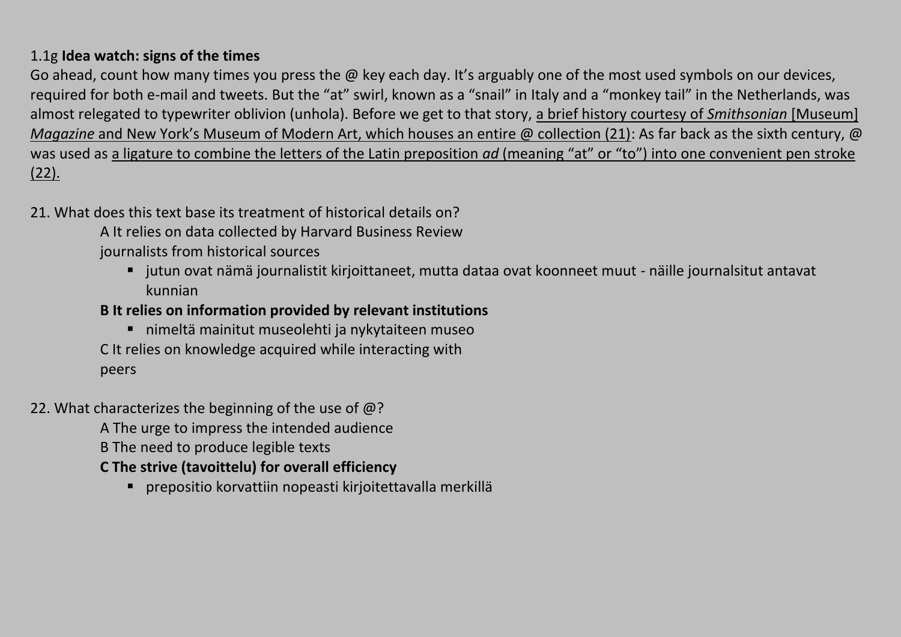1.1g **Idea watch: signs of the times**

Go ahead, count how many times you press the @ key each day. It's arguably one of the most used symbols on our devices, required for both e-mail and tweets. But the "at" swirl, known as a "snail" in Italy and a "monkey tail" in the Netherlands, was almost relegated to typewriter oblivion (unhola). Before we get to that story, <u>a brief history courtesy of *Smithsonian* [Museum] *Magazine* and New York's Museum of Modern Art, which houses an entire @ collection (21)</u>: As far back as the sixth century, @ was used as <u>a ligature to combine the letters of the Latin preposition *ad* (meaning "at" or "to") into one convenient pen stroke (22).</u>

21. What does this text base its treatment of historical details on?

A It relies on data collected by Harvard Business Review journalists from historical sources

- jutun ovat nämä journalistit kirjoittaneet, mutta dataa ovat koonneet muut - näille journalsitut antavat kunnian

**B It relies on information provided by relevant institutions**

- nimeltä mainitut museolehti ja nykytaiteen museo

C It relies on knowledge acquired while interacting with peers

22. What characterizes the beginning of the use of @?

A The urge to impress the intended audience

B The need to produce legible texts

**C The strive (tavoittelu) for overall efficiency**

- prepositio korvattiin nopeasti kirjoitettavalla merkillä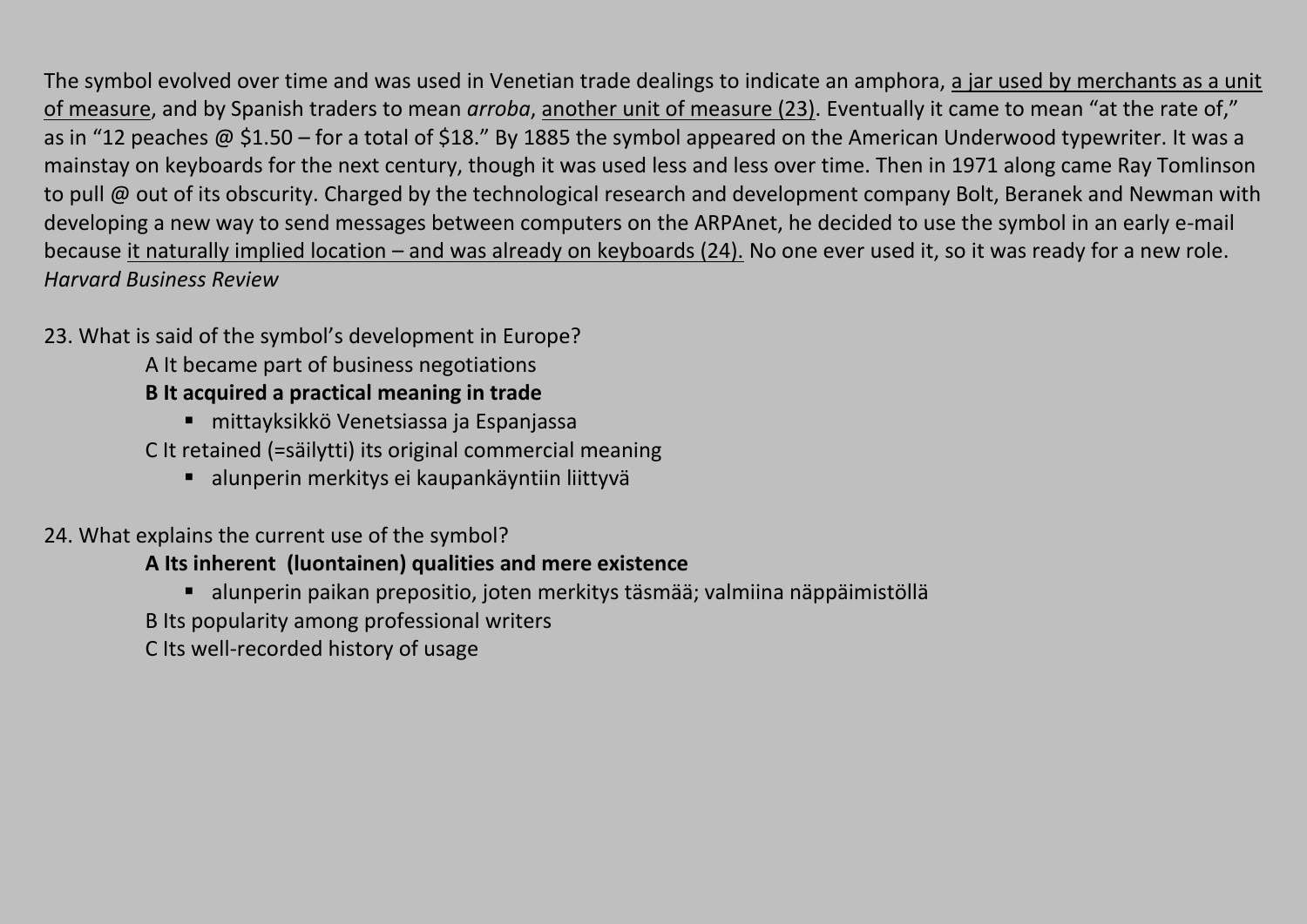The symbol evolved over time and was used in Venetian trade dealings to indicate an amphora, <u>a jar used by merchants as a unit of measure</u>, and by Spanish traders to mean *arroba*, <u>another unit of measure (23)</u>. Eventually it came to mean "at the rate of," as in "12 peaches @ $1.50 – for a total of $18." By 1885 the symbol appeared on the American Underwood typewriter. It was a mainstay on keyboards for the next century, though it was used less and less over time. Then in 1971 along came Ray Tomlinson to pull @ out of its obscurity. Charged by the technological research and development company Bolt, Beranek and Newman with developing a new way to send messages between computers on the ARPAnet, he decided to use the symbol in an early e-mail because <u>it naturally implied location – and was already on keyboards (24).</u> No one ever used it, so it was ready for a new role.
*Harvard Business Review*

23. What is said of the symbol's development in Europe?

   A It became part of business negotiations

   **B It acquired a practical meaning in trade**

   - mittayksikkö Venetsiassa ja Espanjassa

   C It retained (=säilytti) its original commercial meaning

   - alunperin merkitys ei kaupankäyntiin liittyvä

24. What explains the current use of the symbol?

   **A Its inherent (luontainen) qualities and mere existence**

   - alunperin paikan prepositio, joten merkitys täsmää; valmiina näppäimistöllä

   B Its popularity among professional writers

   C Its well-recorded history of usage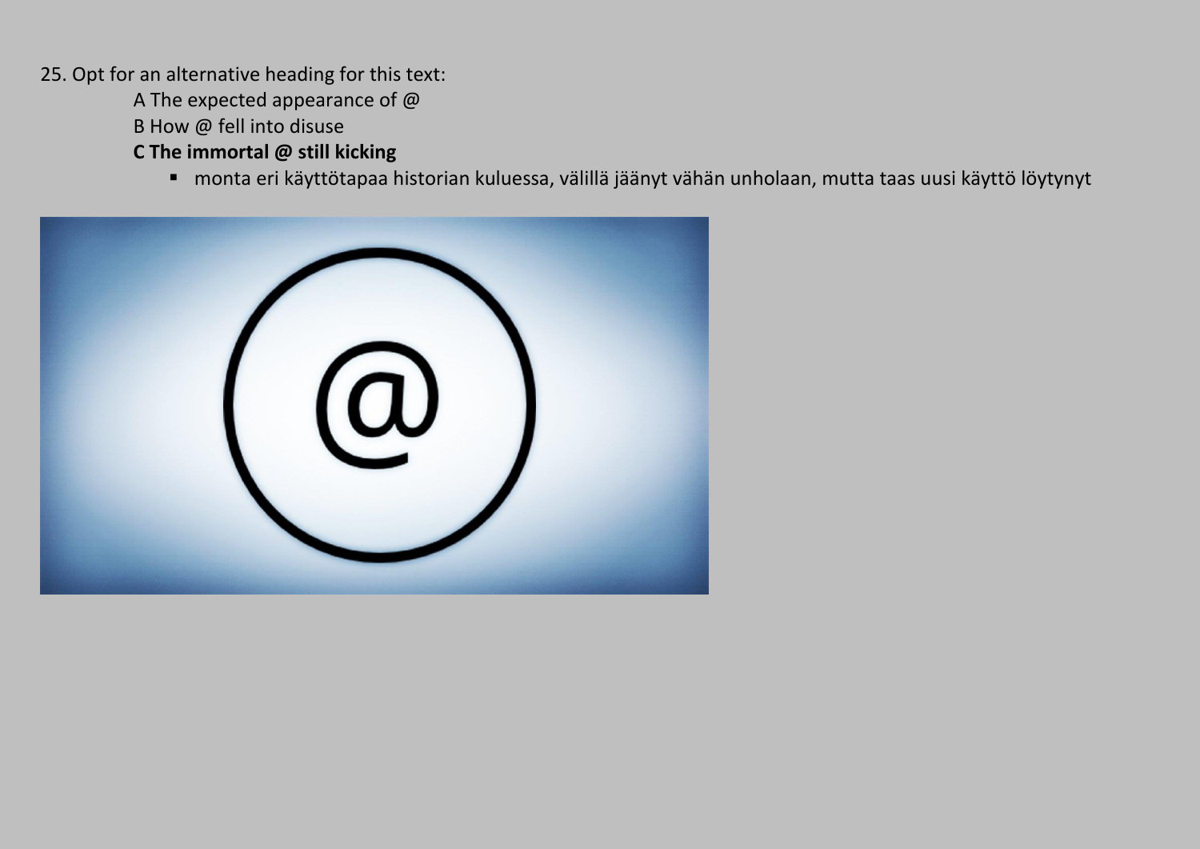25. Opt for an alternative heading for this text:

A The expected appearance of @

B How @ fell into disuse

**C The immortal @ still kicking**

- monta eri käyttötapaa historian kuluessa, välillä jäänyt vähän unholaan, mutta taas uusi käyttö löytynyt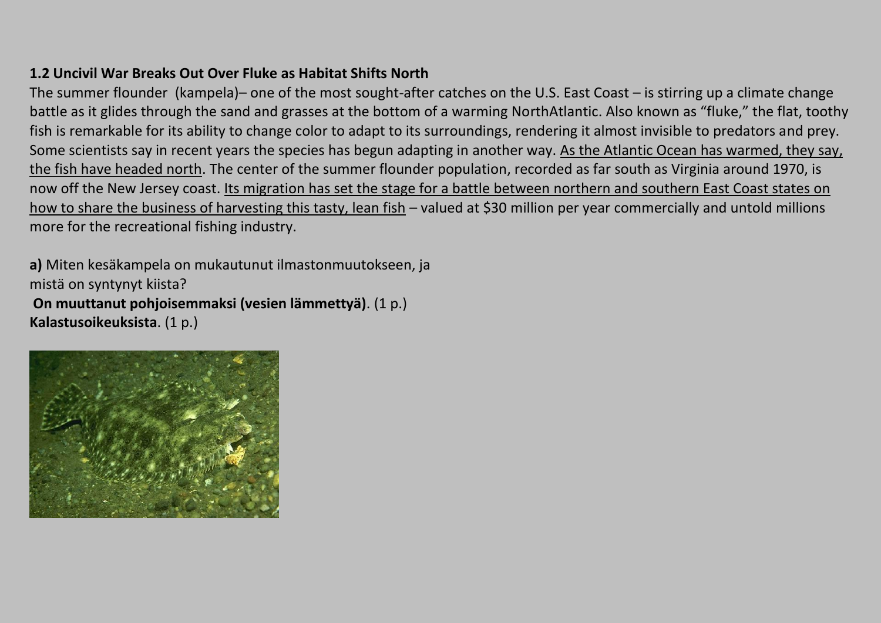**1.2 Uncivil War Breaks Out Over Fluke as Habitat Shifts North**

The summer flounder  (kampela)– one of the most sought-after catches on the U.S. East Coast – is stirring up a climate change battle as it glides through the sand and grasses at the bottom of a warming NorthAtlantic. Also known as "fluke," the flat, toothy fish is remarkable for its ability to change color to adapt to its surroundings, rendering it almost invisible to predators and prey. Some scientists say in recent years the species has begun adapting in another way. <u>As the Atlantic Ocean has warmed, they say, the fish have headed north</u>. The center of the summer flounder population, recorded as far south as Virginia around 1970, is now off the New Jersey coast. <u>Its migration has set the stage for a battle between northern and southern East Coast states on how to share the business of harvesting this tasty, lean fish</u> – valued at $30 million per year commercially and untold millions more for the recreational fishing industry.

**a)** Miten kesäkampela on mukautunut ilmastonmuutokseen, ja mistä on syntynyt kiista?

**On muuttanut pohjoisemmaksi (vesien lämmettyä)**. (1 p.)
**Kalastusoikeuksista**. (1 p.)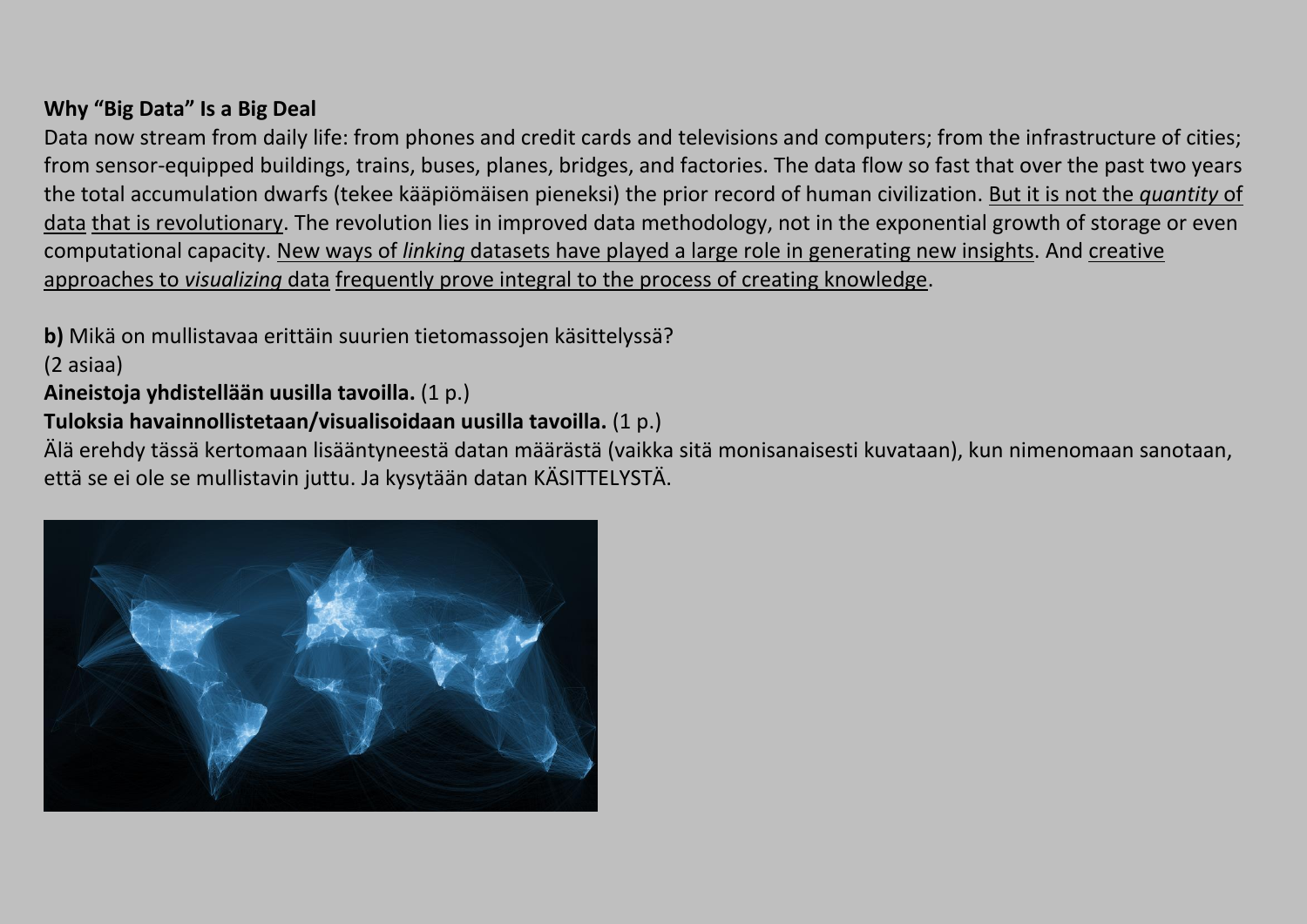**Why "Big Data" Is a Big Deal**

Data now stream from daily life: from phones and credit cards and televisions and computers; from the infrastructure of cities; from sensor-equipped buildings, trains, buses, planes, bridges, and factories. The data flow so fast that over the past two years the total accumulation dwarfs (tekee kääpiömäisen pieneksi) the prior record of human civilization. <u>But it is not the *quantity* of data that is revolutionary</u>. The revolution lies in improved data methodology, not in the exponential growth of storage or even computational capacity. <u>New ways of *linking* datasets have played a large role in generating new insights</u>. And <u>creative approaches to *visualizing* data frequently prove integral to the process of creating knowledge</u>.

**b)** Mikä on mullistavaa erittäin suurien tietomassojen käsittelyssä?
(2 asiaa)

**Aineistoja yhdistellään uusilla tavoilla.** (1 p.)

**Tuloksia havainnollistetaan/visualisoidaan uusilla tavoilla.** (1 p.)

Älä erehdy tässä kertomaan lisääntyneestä datan määrästä (vaikka sitä monisanaisesti kuvataan), kun nimenomaan sanotaan, että se ei ole se mullistavin juttu. Ja kysytään datan KÄSITTELYSTÄ.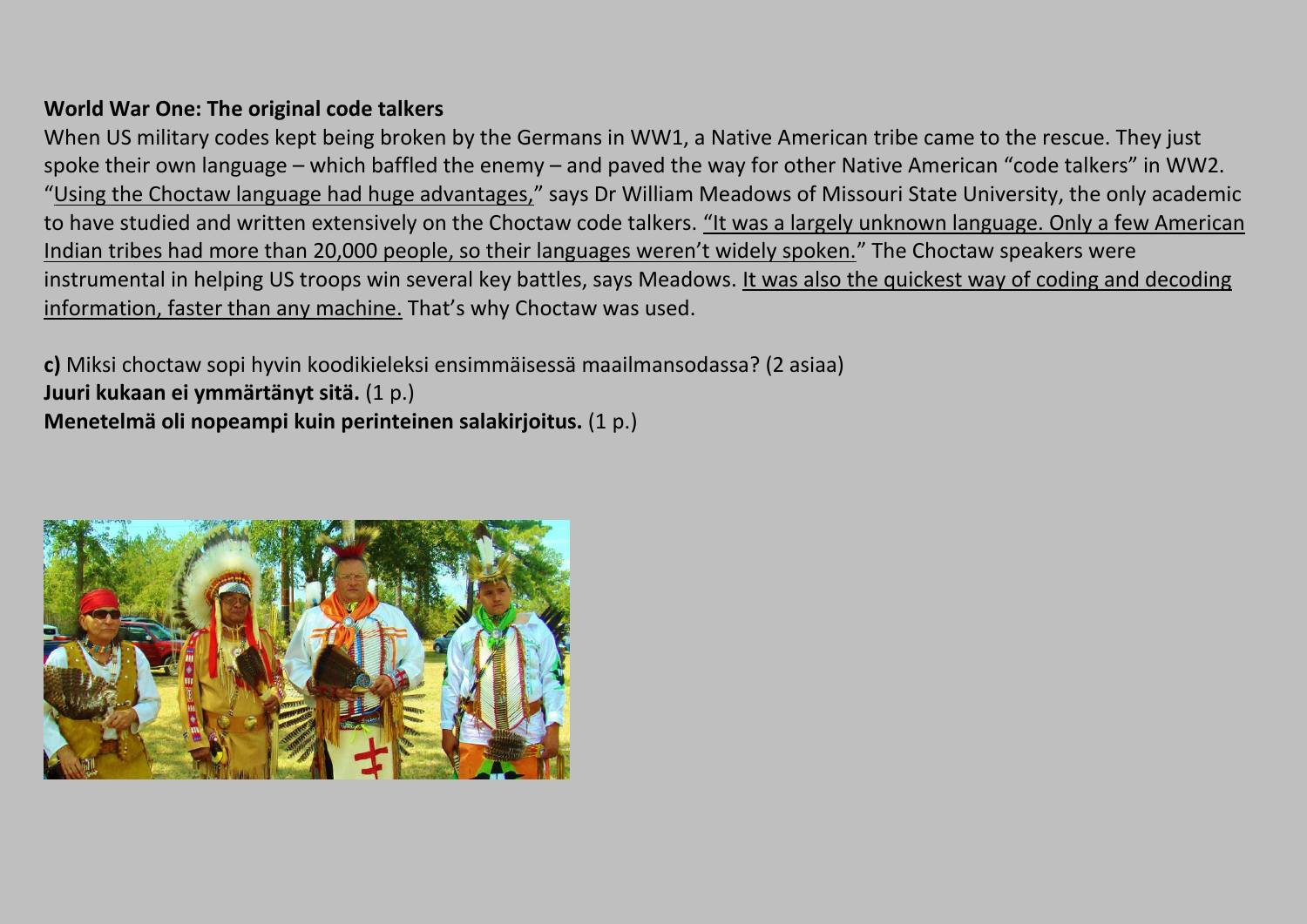**World War One: The original code talkers**

When US military codes kept being broken by the Germans in WW1, a Native American tribe came to the rescue. They just spoke their own language – which baffled the enemy – and paved the way for other Native American "code talkers" in WW2. "Using the Choctaw language had huge advantages," says Dr William Meadows of Missouri State University, the only academic to have studied and written extensively on the Choctaw code talkers. "It was a largely unknown language. Only a few American Indian tribes had more than 20,000 people, so their languages weren't widely spoken." The Choctaw speakers were instrumental in helping US troops win several key battles, says Meadows. It was also the quickest way of coding and decoding information, faster than any machine. That's why Choctaw was used.

**c)** Miksi choctaw sopi hyvin koodikieleksi ensimmäisessä maailmansodassa? (2 asiaa)

**Juuri kukaan ei ymmärtänyt sitä.** (1 p.)

**Menetelmä oli nopeampi kuin perinteinen salakirjoitus.** (1 p.)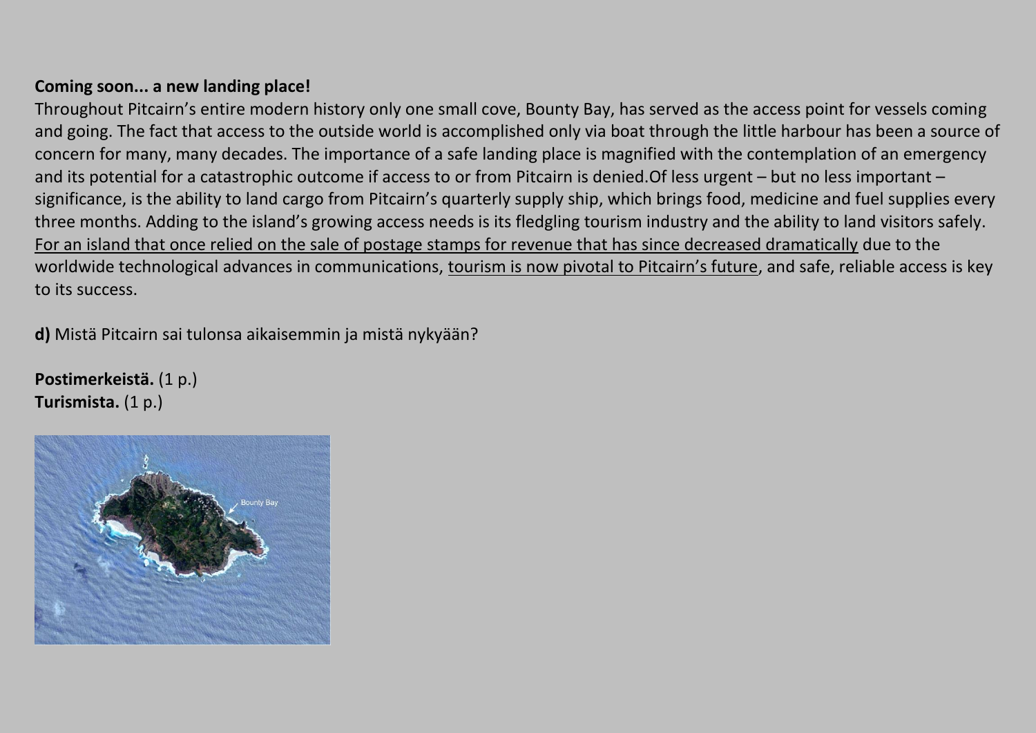**Coming soon... a new landing place!**

Throughout Pitcairn's entire modern history only one small cove, Bounty Bay, has served as the access point for vessels coming and going. The fact that access to the outside world is accomplished only via boat through the little harbour has been a source of concern for many, many decades. The importance of a safe landing place is magnified with the contemplation of an emergency and its potential for a catastrophic outcome if access to or from Pitcairn is denied.Of less urgent – but no less important – significance, is the ability to land cargo from Pitcairn's quarterly supply ship, which brings food, medicine and fuel supplies every three months. Adding to the island's growing access needs is its fledgling tourism industry and the ability to land visitors safely. <u>For an island that once relied on the sale of postage stamps for revenue that has since decreased dramatically</u> due to the worldwide technological advances in communications, <u>tourism is now pivotal to Pitcairn's future</u>, and safe, reliable access is key to its success.

**d)** Mistä Pitcairn sai tulonsa aikaisemmin ja mistä nykyään?

**Postimerkeistä.** (1 p.)
**Turismista.** (1 p.)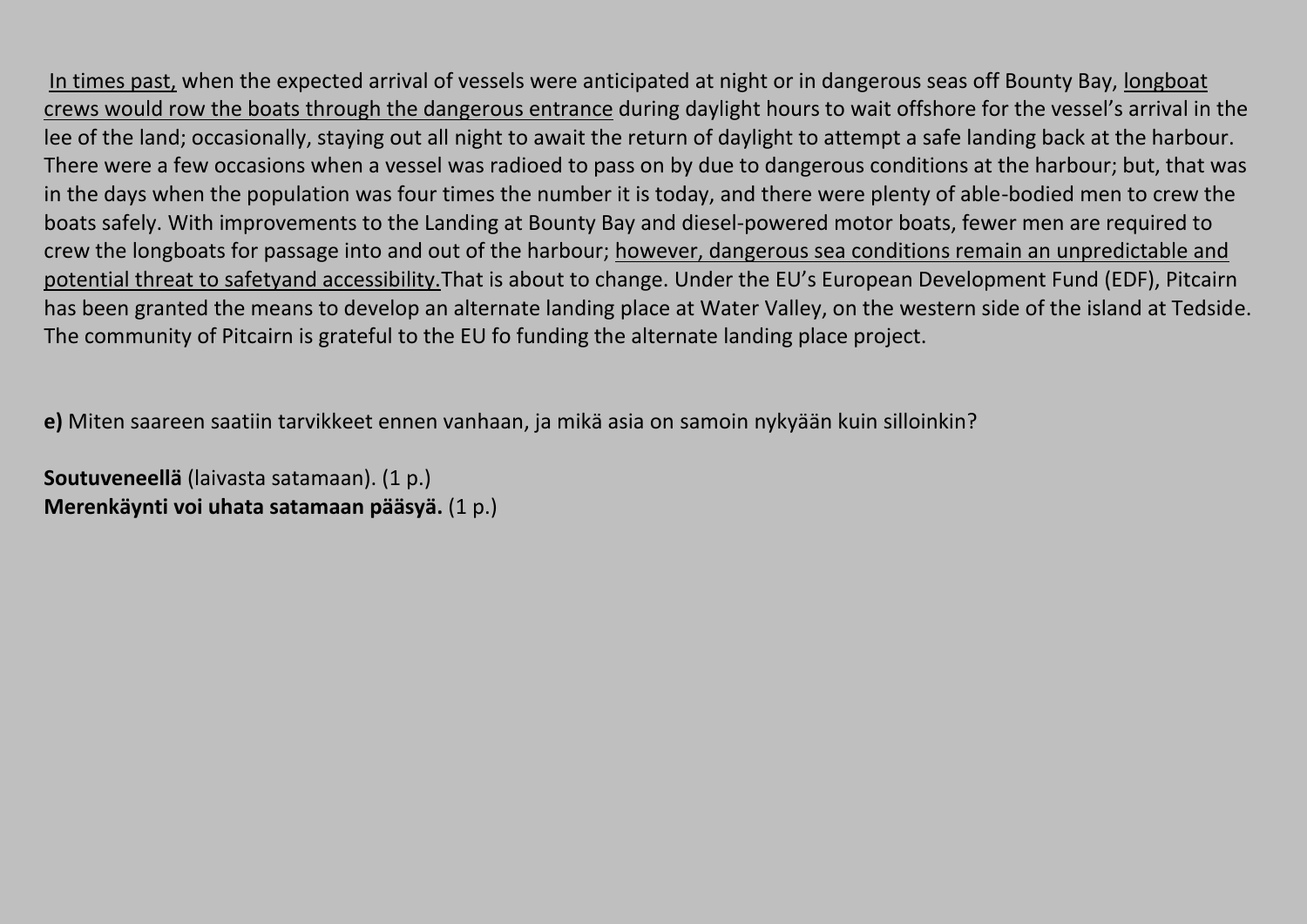In times past, when the expected arrival of vessels were anticipated at night or in dangerous seas off Bounty Bay, longboat crews would row the boats through the dangerous entrance during daylight hours to wait offshore for the vessel's arrival in the lee of the land; occasionally, staying out all night to await the return of daylight to attempt a safe landing back at the harbour. There were a few occasions when a vessel was radioed to pass on by due to dangerous conditions at the harbour; but, that was in the days when the population was four times the number it is today, and there were plenty of able-bodied men to crew the boats safely. With improvements to the Landing at Bounty Bay and diesel-powered motor boats, fewer men are required to crew the longboats for passage into and out of the harbour; however, dangerous sea conditions remain an unpredictable and potential threat to safetyand accessibility.That is about to change. Under the EU's European Development Fund (EDF), Pitcairn has been granted the means to develop an alternate landing place at Water Valley, on the western side of the island at Tedside. The community of Pitcairn is grateful to the EU fo funding the alternate landing place project.

**e)** Miten saareen saatiin tarvikkeet ennen vanhaan, ja mikä asia on samoin nykyään kuin silloinkin?

**Soutuveneellä** (laivasta satamaan). (1 p.)
**Merenkäynti voi uhata satamaan pääsyä.** (1 p.)